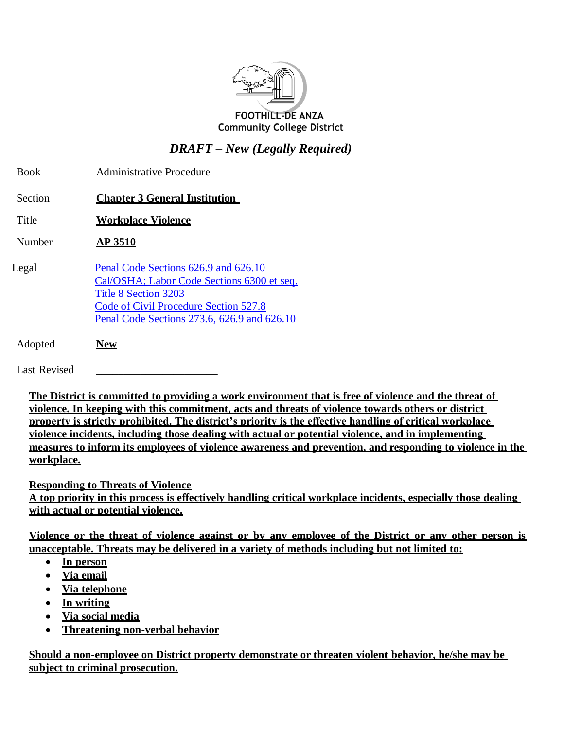FOOTHILL-DE ANZA
Community College District

*DRAFT – New (Legally Required)*

| | |
|---|---|
| Book | Administrative Procedure |
| Section | **Chapter 3 General Institution** |
| Title | **Workplace Violence** |
| Number | **AP 3510** |
| Legal | Penal Code Sections 626.9 and 626.10<br>Cal/OSHA; Labor Code Sections 6300 et seq.<br>Title 8 Section 3203<br>Code of Civil Procedure Section 527.8<br>Penal Code Sections 273.6, 626.9 and 626.10 |
| Adopted | **New** |
| Last Revised | ______________________ |

**The District is committed to providing a work environment that is free of violence and the threat of violence. In keeping with this commitment, acts and threats of violence towards others or district property is strictly prohibited. The district's priority is the effective handling of critical workplace violence incidents, including those dealing with actual or potential violence, and in implementing measures to inform its employees of violence awareness and prevention, and responding to violence in the workplace.**

**Responding to Threats of Violence**
**A top priority in this process is effectively handling critical workplace incidents, especially those dealing with actual or potential violence.**

**Violence or the threat of violence against or by any employee of the District or any other person is unacceptable. Threats may be delivered in a variety of methods including but not limited to:**

- **In person**
- **Via email**
- **Via telephone**
- **In writing**
- **Via social media**
- **Threatening non-verbal behavior**

**Should a non-employee on District property demonstrate or threaten violent behavior, he/she may be subject to criminal prosecution.**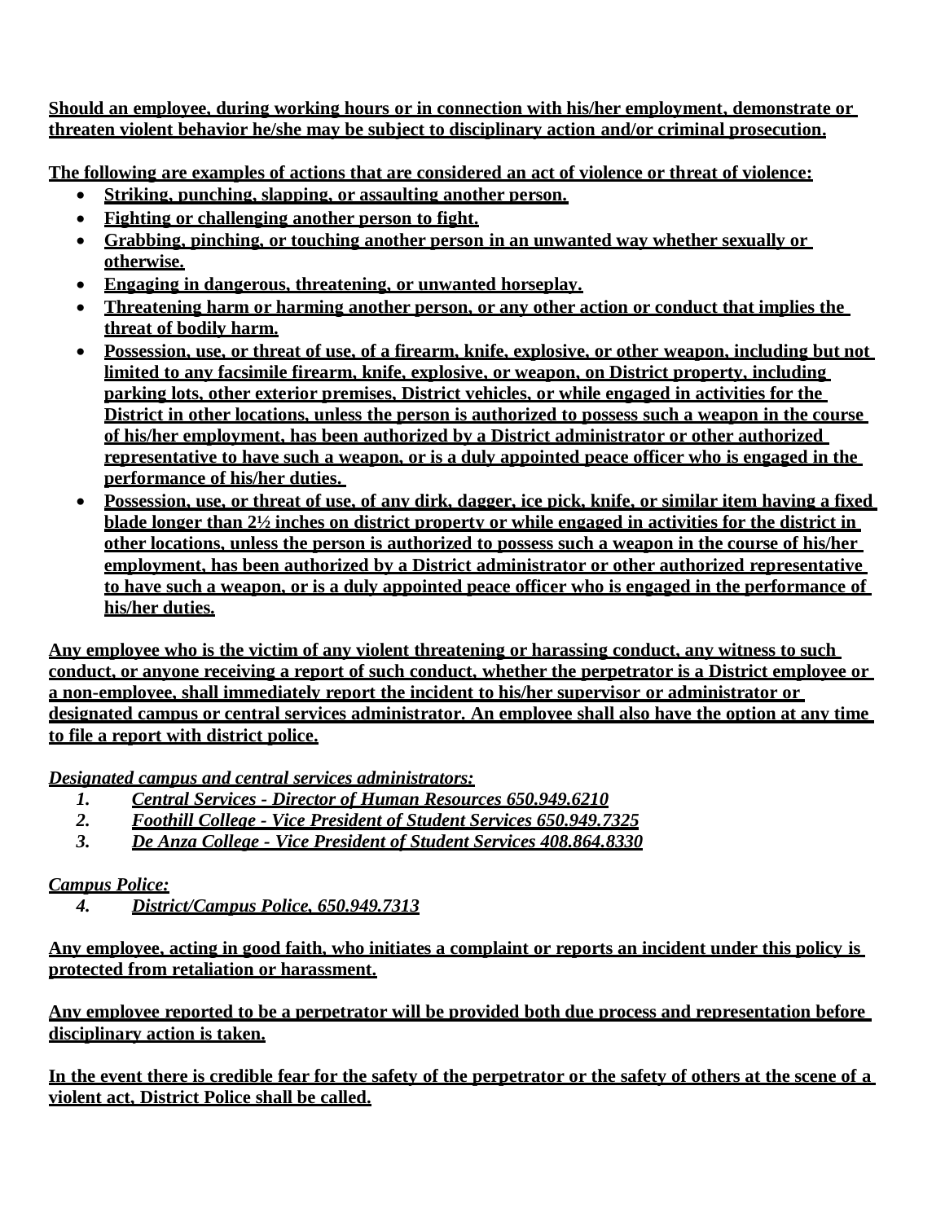**Should an employee, during working hours or in connection with his/her employment, demonstrate or threaten violent behavior he/she may be subject to disciplinary action and/or criminal prosecution.**

**The following are examples of actions that are considered an act of violence or threat of violence:**

- **Striking, punching, slapping, or assaulting another person.**
- **Fighting or challenging another person to fight.**
- **Grabbing, pinching, or touching another person in an unwanted way whether sexually or otherwise.**
- **Engaging in dangerous, threatening, or unwanted horseplay.**
- **Threatening harm or harming another person, or any other action or conduct that implies the threat of bodily harm.**
- **Possession, use, or threat of use, of a firearm, knife, explosive, or other weapon, including but not limited to any facsimile firearm, knife, explosive, or weapon, on District property, including parking lots, other exterior premises, District vehicles, or while engaged in activities for the District in other locations, unless the person is authorized to possess such a weapon in the course of his/her employment, has been authorized by a District administrator or other authorized representative to have such a weapon, or is a duly appointed peace officer who is engaged in the performance of his/her duties.**
- **Possession, use, or threat of use, of any dirk, dagger, ice pick, knife, or similar item having a fixed blade longer than 2½ inches on district property or while engaged in activities for the district in other locations, unless the person is authorized to possess such a weapon in the course of his/her employment, has been authorized by a District administrator or other authorized representative to have such a weapon, or is a duly appointed peace officer who is engaged in the performance of his/her duties.**

**Any employee who is the victim of any violent threatening or harassing conduct, any witness to such conduct, or anyone receiving a report of such conduct, whether the perpetrator is a District employee or a non-employee, shall immediately report the incident to his/her supervisor or administrator or designated campus or central services administrator. An employee shall also have the option at any time to file a report with district police.**

***Designated campus and central services administrators:***

1. ***Central Services - Director of Human Resources 650.949.6210***
2. ***Foothill College - Vice President of Student Services 650.949.7325***
3. ***De Anza College - Vice President of Student Services 408.864.8330***

***Campus Police:***

4. ***District/Campus Police, 650.949.7313***

**Any employee, acting in good faith, who initiates a complaint or reports an incident under this policy is protected from retaliation or harassment.**

**Any employee reported to be a perpetrator will be provided both due process and representation before disciplinary action is taken.**

**In the event there is credible fear for the safety of the perpetrator or the safety of others at the scene of a violent act, District Police shall be called.**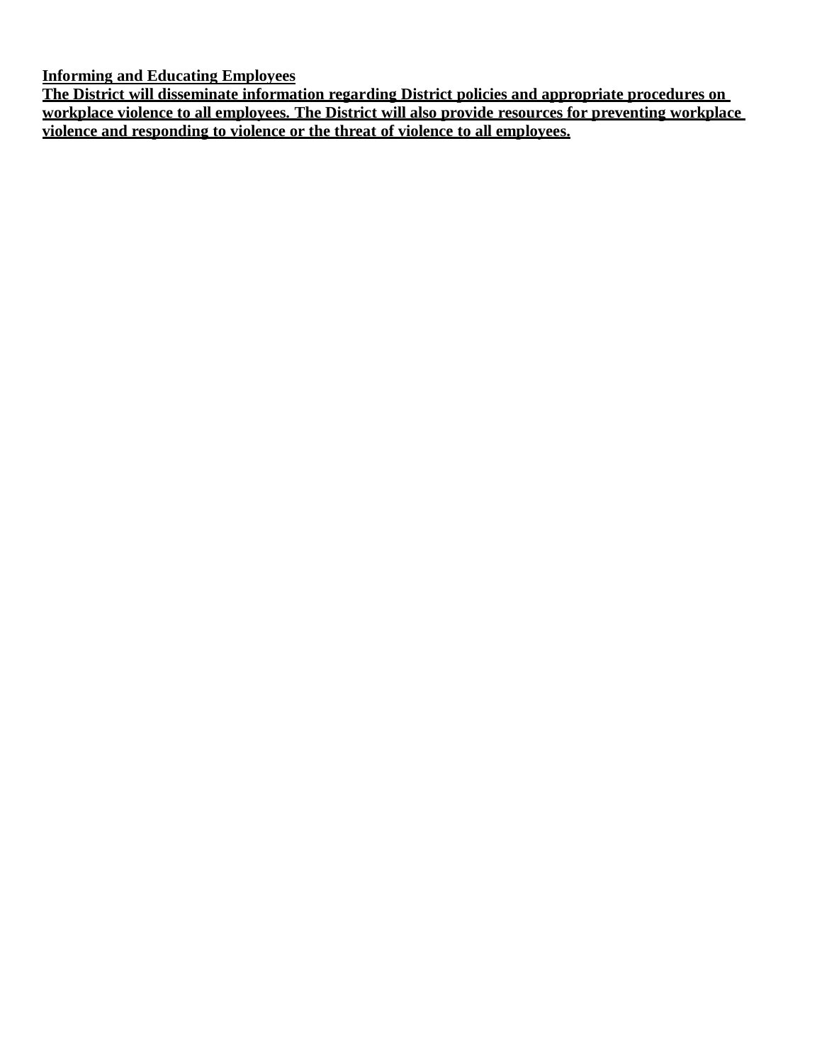**Informing and Educating Employees**

**The District will disseminate information regarding District policies and appropriate procedures on workplace violence to all employees. The District will also provide resources for preventing workplace violence and responding to violence or the threat of violence to all employees.**